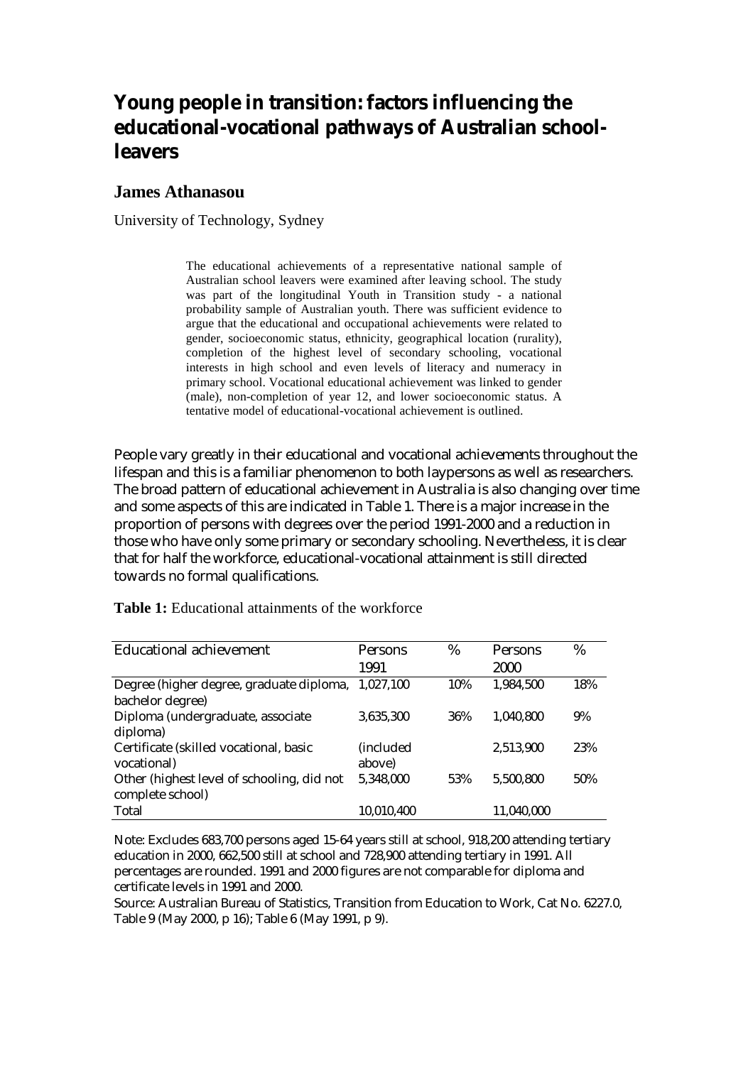# Young people in transition: factors influencing the educational-vocational pathways of Australian school-leavers

## James Athanasou

University of Technology, Sydney

> The educational achievements of a representative national sample of Australian school leavers were examined after leaving school. The study was part of the longitudinal Youth in Transition study - a national probability sample of Australian youth. There was sufficient evidence to argue that the educational and occupational achievements were related to gender, socioeconomic status, ethnicity, geographical location (rurality), completion of the highest level of secondary schooling, vocational interests in high school and even levels of literacy and numeracy in primary school. Vocational educational achievement was linked to gender (male), non-completion of year 12, and lower socioeconomic status. A tentative model of educational-vocational achievement is outlined.

People vary greatly in their educational and vocational achievements throughout the lifespan and this is a familiar phenomenon to both laypersons as well as researchers. The broad pattern of educational achievement in Australia is also changing over time and some aspects of this are indicated in Table 1. There is a major increase in the proportion of persons with degrees over the period 1991-2000 and a reduction in those who have only some primary or secondary schooling. Nevertheless, it is clear that for half the workforce, educational-vocational attainment is still directed towards no formal qualifications.

**Table 1:** Educational attainments of the workforce

| Educational achievement | Persons 1991 | % | Persons 2000 | % |
|---|---|---|---|---|
| Degree (higher degree, graduate diploma, bachelor degree) | 1,027,100 | 10% | 1,984,500 | 18% |
| Diploma (undergraduate, associate diploma) | 3,635,300 | 36% | 1,040,800 | 9% |
| Certificate (skilled vocational, basic vocational) | (included above) | | 2,513,900 | 23% |
| Other (highest level of schooling, did not complete school) | 5,348,000 | 53% | 5,500,800 | 50% |
| Total | 10,010,400 | | 11,040,000 | |

Note: Excludes 683,700 persons aged 15-64 years still at school, 918,200 attending tertiary education in 2000, 662,500 still at school and 728,900 attending tertiary in 1991. All percentages are rounded. 1991 and 2000 figures are not comparable for diploma and certificate levels in 1991 and 2000.

Source: Australian Bureau of Statistics, Transition from Education to Work, Cat No. 6227.0, Table 9 (May 2000, p 16); Table 6 (May 1991, p 9).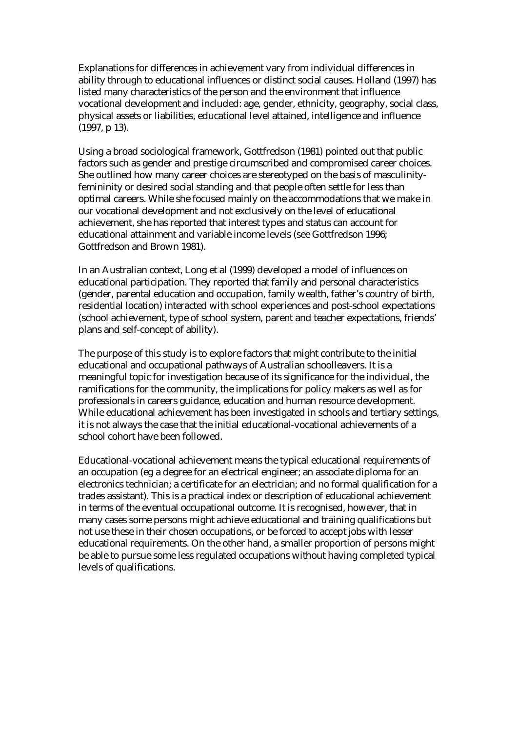Explanations for differences in achievement vary from individual differences in ability through to educational influences or distinct social causes. Holland (1997) has listed many characteristics of the person and the environment that influence vocational development and included: age, gender, ethnicity, geography, social class, physical assets or liabilities, educational level attained, intelligence and influence (1997, p 13).

Using a broad sociological framework, Gottfredson (1981) pointed out that public factors such as gender and prestige circumscribed and compromised career choices. She outlined how many career choices are stereotyped on the basis of masculinity-femininity or desired social standing and that people often settle for less than optimal careers. While she focused mainly on the accommodations that we make in our vocational development and not exclusively on the level of educational achievement, she has reported that interest types and status can account for educational attainment and variable income levels (see Gottfredson 1996; Gottfredson and Brown 1981).

In an Australian context, Long et al (1999) developed a model of influences on educational participation. They reported that family and personal characteristics (gender, parental education and occupation, family wealth, father's country of birth, residential location) interacted with school experiences and post-school expectations (school achievement, type of school system, parent and teacher expectations, friends' plans and self-concept of ability).

The purpose of this study is to explore factors that might contribute to the initial educational and occupational pathways of Australian schoolleavers. It is a meaningful topic for investigation because of its significance for the individual, the ramifications for the community, the implications for policy makers as well as for professionals in careers guidance, education and human resource development. While educational achievement has been investigated in schools and tertiary settings, it is not always the case that the initial educational-vocational achievements of a school cohort have been followed.

Educational-vocational achievement means the typical educational requirements of an occupation (eg a degree for an electrical engineer; an associate diploma for an electronics technician; a certificate for an electrician; and no formal qualification for a trades assistant). This is a practical index or description of educational achievement in terms of the eventual occupational outcome. It is recognised, however, that in many cases some persons might achieve educational and training qualifications but not use these in their chosen occupations, or be forced to accept jobs with lesser educational requirements. On the other hand, a smaller proportion of persons might be able to pursue some less regulated occupations without having completed typical levels of qualifications.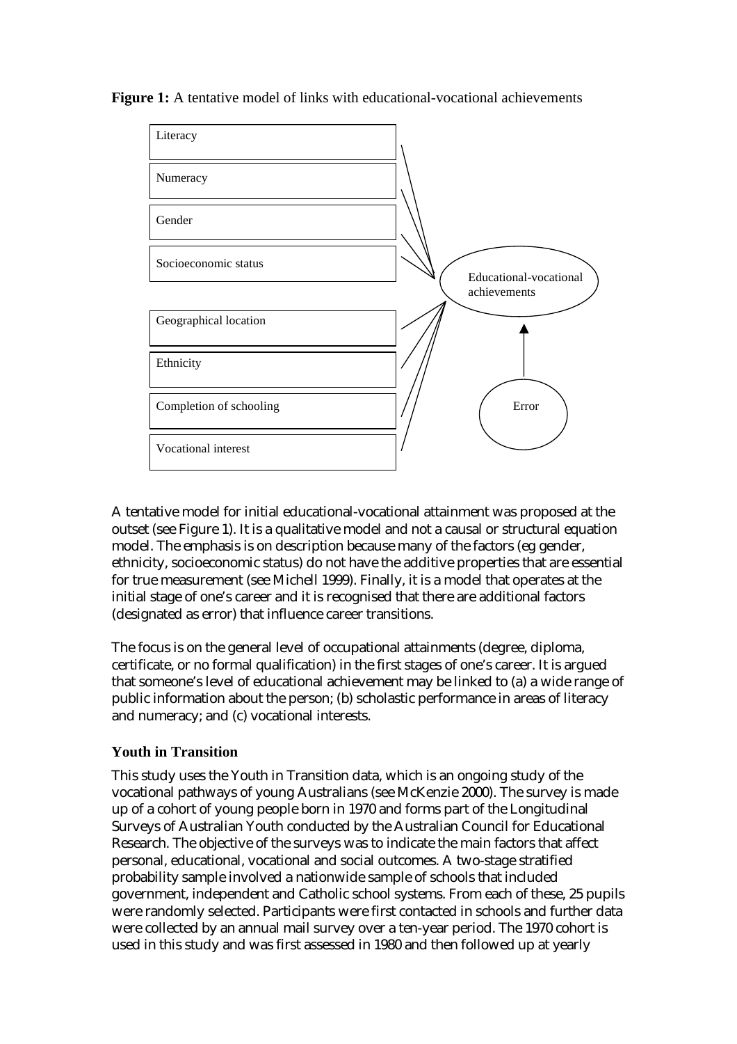**Figure 1:** A tentative model of links with educational-vocational achievements

A tentative model for initial educational-vocational attainment was proposed at the outset (see Figure 1). It is a qualitative model and not a causal or structural equation model. The emphasis is on description because many of the factors (eg gender, ethnicity, socioeconomic status) do not have the additive properties that are essential for true measurement (see Michell 1999). Finally, it is a model that operates at the initial stage of one's career and it is recognised that there are additional factors (designated as error) that influence career transitions.

The focus is on the general level of occupational attainments (degree, diploma, certificate, or no formal qualification) in the first stages of one's career. It is argued that someone's level of educational achievement may be linked to (a) a wide range of public information about the person; (b) scholastic performance in areas of literacy and numeracy; and (c) vocational interests.

## Youth in Transition

This study uses the Youth in Transition data, which is an ongoing study of the vocational pathways of young Australians (see McKenzie 2000). The survey is made up of a cohort of young people born in 1970 and forms part of the Longitudinal Surveys of Australian Youth conducted by the Australian Council for Educational Research. The objective of the surveys was to indicate the main factors that affect personal, educational, vocational and social outcomes. A two-stage stratified probability sample involved a nationwide sample of schools that included government, independent and Catholic school systems. From each of these, 25 pupils were randomly selected. Participants were first contacted in schools and further data were collected by an annual mail survey over a ten-year period. The 1970 cohort is used in this study and was first assessed in 1980 and then followed up at yearly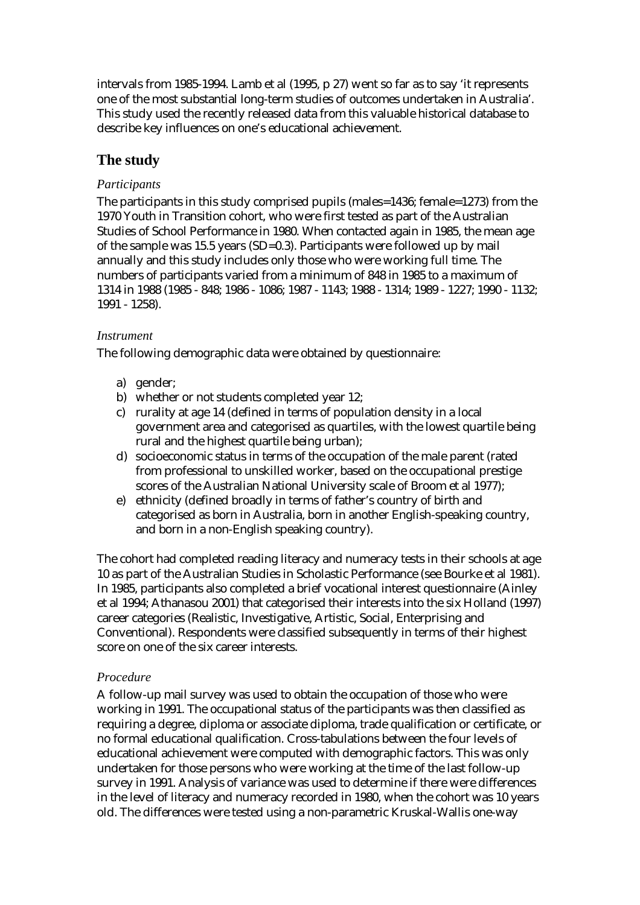intervals from 1985-1994. Lamb et al (1995, p 27) went so far as to say 'it represents one of the most substantial long-term studies of outcomes undertaken in Australia'. This study used the recently released data from this valuable historical database to describe key influences on one's educational achievement.

## The study

### *Participants*

The participants in this study comprised pupils (males=1436; female=1273) from the 1970 Youth in Transition cohort, who were first tested as part of the Australian Studies of School Performance in 1980. When contacted again in 1985, the mean age of the sample was 15.5 years (SD=0.3). Participants were followed up by mail annually and this study includes only those who were working full time. The numbers of participants varied from a minimum of 848 in 1985 to a maximum of 1314 in 1988 (1985 - 848; 1986 - 1086; 1987 - 1143; 1988 - 1314; 1989 - 1227; 1990 - 1132; 1991 - 1258).

### *Instrument*

The following demographic data were obtained by questionnaire:

a) gender;
b) whether or not students completed year 12;
c) rurality at age 14 (defined in terms of population density in a local government area and categorised as quartiles, with the lowest quartile being rural and the highest quartile being urban);
d) socioeconomic status in terms of the occupation of the male parent (rated from professional to unskilled worker, based on the occupational prestige scores of the Australian National University scale of Broom et al 1977);
e) ethnicity (defined broadly in terms of father's country of birth and categorised as born in Australia, born in another English-speaking country, and born in a non-English speaking country).

The cohort had completed reading literacy and numeracy tests in their schools at age 10 as part of the Australian Studies in Scholastic Performance (see Bourke et al 1981). In 1985, participants also completed a brief vocational interest questionnaire (Ainley et al 1994; Athanasou 2001) that categorised their interests into the six Holland (1997) career categories (Realistic, Investigative, Artistic, Social, Enterprising and Conventional). Respondents were classified subsequently in terms of their highest score on one of the six career interests.

### *Procedure*

A follow-up mail survey was used to obtain the occupation of those who were working in 1991. The occupational status of the participants was then classified as requiring a degree, diploma or associate diploma, trade qualification or certificate, or no formal educational qualification. Cross-tabulations between the four levels of educational achievement were computed with demographic factors. This was only undertaken for those persons who were working at the time of the last follow-up survey in 1991. Analysis of variance was used to determine if there were differences in the level of literacy and numeracy recorded in 1980, when the cohort was 10 years old. The differences were tested using a non-parametric Kruskal-Wallis one-way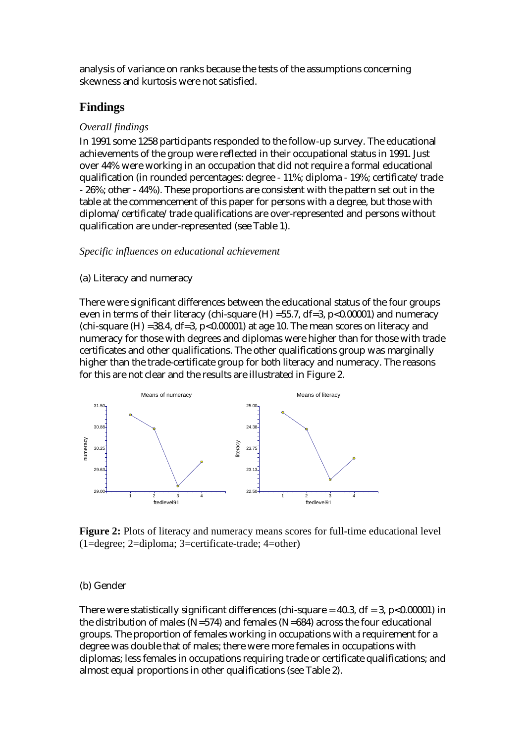analysis of variance on ranks because the tests of the assumptions concerning skewness and kurtosis were not satisfied.

## Findings

*Overall findings*

In 1991 some 1258 participants responded to the follow-up survey. The educational achievements of the group were reflected in their occupational status in 1991. Just over 44% were working in an occupation that did not require a formal educational qualification (in rounded percentages: degree - 11%; diploma - 19%; certificate/trade - 26%; other - 44%). These proportions are consistent with the pattern set out in the table at the commencement of this paper for persons with a degree, but those with diploma/certificate/trade qualifications are over-represented and persons without qualification are under-represented (see Table 1).

*Specific influences on educational achievement*

(a) Literacy and numeracy

There were significant differences between the educational status of the four groups even in terms of their literacy (chi-square (H) =55.7, df=3, $p<0.00001$) and numeracy (chi-square (H) =38.4, df=3, $p<0.00001$) at age 10. The mean scores on literacy and numeracy for those with degrees and diplomas were higher than for those with trade certificates and other qualifications. The other qualifications group was marginally higher than the trade-certificate group for both literacy and numeracy. The reasons for this are not clear and the results are illustrated in Figure 2.

**Figure 2:** Plots of literacy and numeracy means scores for full-time educational level (1=degree; 2=diploma; 3=certificate-trade; 4=other)

(b) Gender

There were statistically significant differences (chi-square = 40.3, df = 3, $p<0.00001$) in the distribution of males (N=574) and females (N=684) across the four educational groups. The proportion of females working in occupations with a requirement for a degree was double that of males; there were more females in occupations with diplomas; less females in occupations requiring trade or certificate qualifications; and almost equal proportions in other qualifications (see Table 2).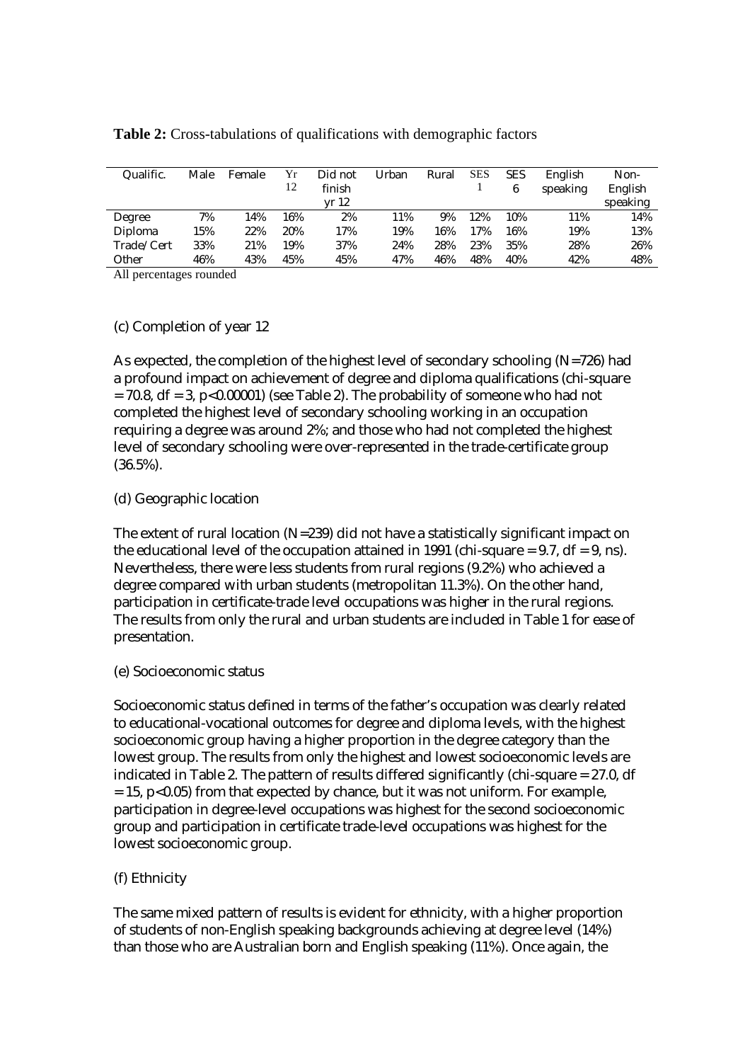**Table 2:** Cross-tabulations of qualifications with demographic factors

| Qualific. | Male | Female | Yr 12 | Did not finish yr 12 | Urban | Rural | SES 1 | SES 6 | English speaking | Non-English speaking |
|---|---|---|---|---|---|---|---|---|---|---|
| Degree | 7% | 14% | 16% | 2% | 11% | 9% | 12% | 10% | 11% | 14% |
| Diploma | 15% | 22% | 20% | 17% | 19% | 16% | 17% | 16% | 19% | 13% |
| Trade/Cert | 33% | 21% | 19% | 37% | 24% | 28% | 23% | 35% | 28% | 26% |
| Other | 46% | 43% | 45% | 45% | 47% | 46% | 48% | 40% | 42% | 48% |

All percentages rounded

(c) Completion of year 12

As expected, the completion of the highest level of secondary schooling ($N=726$) had a profound impact on achievement of degree and diploma qualifications (chi-square $= 70.8$, $df = 3$, $p<0.00001$) (see Table 2). The probability of someone who had not completed the highest level of secondary schooling working in an occupation requiring a degree was around 2%; and those who had not completed the highest level of secondary schooling were over-represented in the trade-certificate group (36.5%).

(d) Geographic location

The extent of rural location ($N=239$) did not have a statistically significant impact on the educational level of the occupation attained in 1991 (chi-square $= 9.7$, $df = 9$, ns). Nevertheless, there were less students from rural regions (9.2%) who achieved a degree compared with urban students (metropolitan 11.3%). On the other hand, participation in certificate-trade level occupations was higher in the rural regions. The results from only the rural and urban students are included in Table 1 for ease of presentation.

(e) Socioeconomic status

Socioeconomic status defined in terms of the father's occupation was clearly related to educational-vocational outcomes for degree and diploma levels, with the highest socioeconomic group having a higher proportion in the degree category than the lowest group. The results from only the highest and lowest socioeconomic levels are indicated in Table 2. The pattern of results differed significantly (chi-square $= 27.0$, $df = 15$, $p<0.05$) from that expected by chance, but it was not uniform. For example, participation in degree-level occupations was highest for the second socioeconomic group and participation in certificate trade-level occupations was highest for the lowest socioeconomic group.

(f) Ethnicity

The same mixed pattern of results is evident for ethnicity, with a higher proportion of students of non-English speaking backgrounds achieving at degree level (14%) than those who are Australian born and English speaking (11%). Once again, the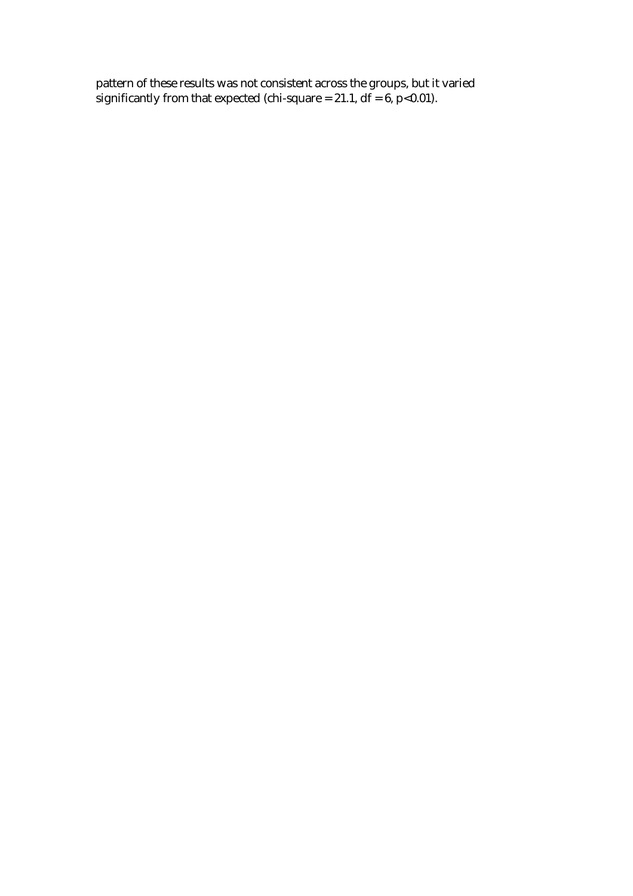pattern of these results was not consistent across the groups, but it varied significantly from that expected (chi-square = 21.1, df = 6, $p<0.01$).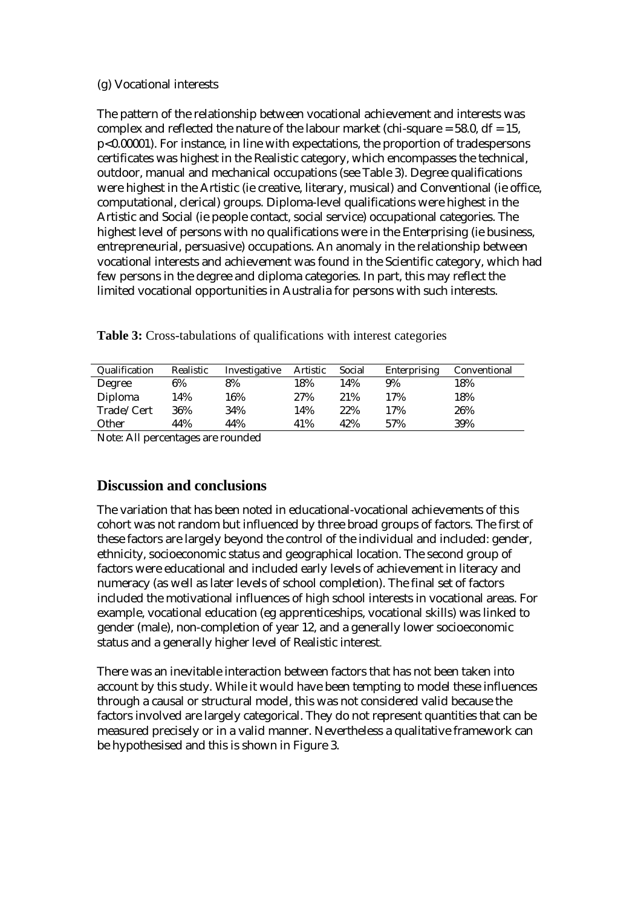(g) Vocational interests

The pattern of the relationship between vocational achievement and interests was complex and reflected the nature of the labour market (chi-square = 58.0, df = 15, $p<0.00001$). For instance, in line with expectations, the proportion of tradespersons certificates was highest in the Realistic category, which encompasses the technical, outdoor, manual and mechanical occupations (see Table 3). Degree qualifications were highest in the Artistic (ie creative, literary, musical) and Conventional (ie office, computational, clerical) groups. Diploma-level qualifications were highest in the Artistic and Social (ie people contact, social service) occupational categories. The highest level of persons with no qualifications were in the Enterprising (ie business, entrepreneurial, persuasive) occupations. An anomaly in the relationship between vocational interests and achievement was found in the Scientific category, which had few persons in the degree and diploma categories. In part, this may reflect the limited vocational opportunities in Australia for persons with such interests.

**Table 3:** Cross-tabulations of qualifications with interest categories

| Qualification | Realistic | Investigative | Artistic | Social | Enterprising | Conventional |
|---|---|---|---|---|---|---|
| Degree | 6% | 8% | 18% | 14% | 9% | 18% |
| Diploma | 14% | 16% | 27% | 21% | 17% | 18% |
| Trade/Cert | 36% | 34% | 14% | 22% | 17% | 26% |
| Other | 44% | 44% | 41% | 42% | 57% | 39% |

Note: All percentages are rounded

## Discussion and conclusions

The variation that has been noted in educational-vocational achievements of this cohort was not random but influenced by three broad groups of factors. The first of these factors are largely beyond the control of the individual and included: gender, ethnicity, socioeconomic status and geographical location. The second group of factors were educational and included early levels of achievement in literacy and numeracy (as well as later levels of school completion). The final set of factors included the motivational influences of high school interests in vocational areas. For example, vocational education (eg apprenticeships, vocational skills) was linked to gender (male), non-completion of year 12, and a generally lower socioeconomic status and a generally higher level of Realistic interest.

There was an inevitable interaction between factors that has not been taken into account by this study. While it would have been tempting to model these influences through a causal or structural model, this was not considered valid because the factors involved are largely categorical. They do not represent quantities that can be measured precisely or in a valid manner. Nevertheless a qualitative framework can be hypothesised and this is shown in Figure 3.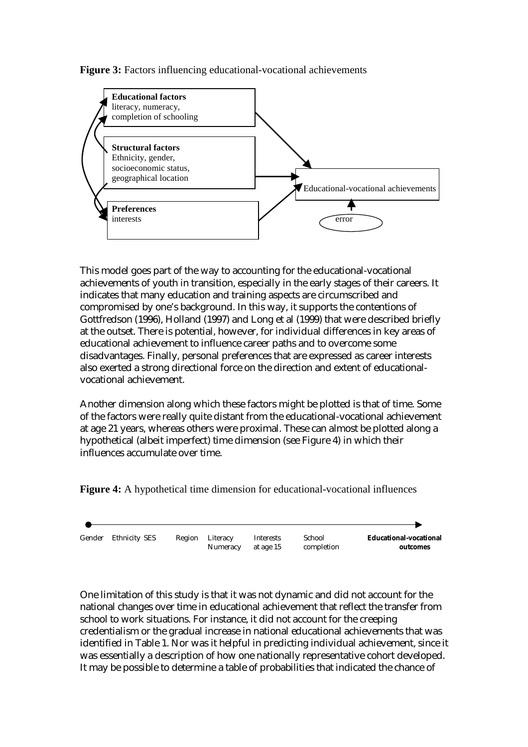**Figure 3:** Factors influencing educational-vocational achievements

**Educational factors**
literacy, numeracy,
completion of schooling

**Structural factors**
Ethnicity, gender,
socioeconomic status,
geographical location

**Preferences**
interests

Educational-vocational achievements

error

This model goes part of the way to accounting for the educational-vocational achievements of youth in transition, especially in the early stages of their careers. It indicates that many education and training aspects are circumscribed and compromised by one's background. In this way, it supports the contentions of Gottfredson (1996), Holland (1997) and Long et al (1999) that were described briefly at the outset. There is potential, however, for individual differences in key areas of educational achievement to influence career paths and to overcome some disadvantages. Finally, personal preferences that are expressed as career interests also exerted a strong directional force on the direction and extent of educational-vocational achievement.

Another dimension along which these factors might be plotted is that of time. Some of the factors were really quite distant from the educational-vocational achievement at age 21 years, whereas others were proximal. These can almost be plotted along a hypothetical (albeit imperfect) time dimension (see Figure 4) in which their influences accumulate over time.

**Figure 4:** A hypothetical time dimension for educational-vocational influences

Gender Ethnicity SES Region Literacy Numeracy Interests at age 15 School completion **Educational-vocational outcomes**

One limitation of this study is that it was not dynamic and did not account for the national changes over time in educational achievement that reflect the transfer from school to work situations. For instance, it did not account for the creeping credentialism or the gradual increase in national educational achievements that was identified in Table 1. Nor was it helpful in predicting individual achievement, since it was essentially a description of how one nationally representative cohort developed. It may be possible to determine a table of probabilities that indicated the chance of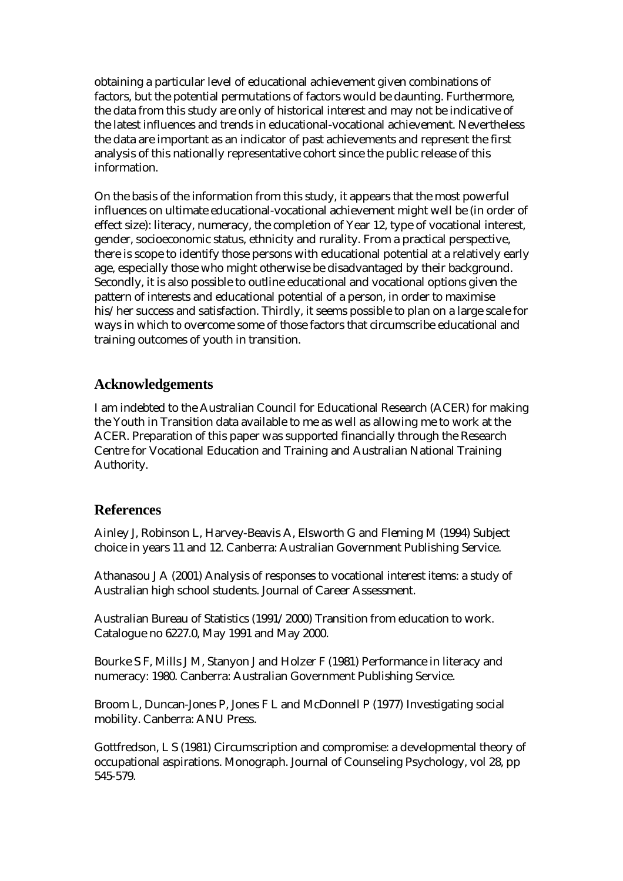obtaining a particular level of educational achievement given combinations of factors, but the potential permutations of factors would be daunting. Furthermore, the data from this study are only of historical interest and may not be indicative of the latest influences and trends in educational-vocational achievement. Nevertheless the data are important as an indicator of past achievements and represent the first analysis of this nationally representative cohort since the public release of this information.

On the basis of the information from this study, it appears that the most powerful influences on ultimate educational-vocational achievement might well be (in order of effect size): literacy, numeracy, the completion of Year 12, type of vocational interest, gender, socioeconomic status, ethnicity and rurality. From a practical perspective, there is scope to identify those persons with educational potential at a relatively early age, especially those who might otherwise be disadvantaged by their background. Secondly, it is also possible to outline educational and vocational options given the pattern of interests and educational potential of a person, in order to maximise his/her success and satisfaction. Thirdly, it seems possible to plan on a large scale for ways in which to overcome some of those factors that circumscribe educational and training outcomes of youth in transition.

## Acknowledgements

I am indebted to the Australian Council for Educational Research (ACER) for making the Youth in Transition data available to me as well as allowing me to work at the ACER. Preparation of this paper was supported financially through the Research Centre for Vocational Education and Training and Australian National Training Authority.

## References

Ainley J, Robinson L, Harvey-Beavis A, Elsworth G and Fleming M (1994) Subject choice in years 11 and 12. Canberra: Australian Government Publishing Service.

Athanasou J A (2001) Analysis of responses to vocational interest items: a study of Australian high school students. Journal of Career Assessment.

Australian Bureau of Statistics (1991/2000) Transition from education to work. Catalogue no 6227.0, May 1991 and May 2000.

Bourke S F, Mills J M, Stanyon J and Holzer F (1981) Performance in literacy and numeracy: 1980. Canberra: Australian Government Publishing Service.

Broom L, Duncan-Jones P, Jones F L and McDonnell P (1977) Investigating social mobility. Canberra: ANU Press.

Gottfredson, L S (1981) Circumscription and compromise: a developmental theory of occupational aspirations. Monograph. Journal of Counseling Psychology, vol 28, pp 545-579.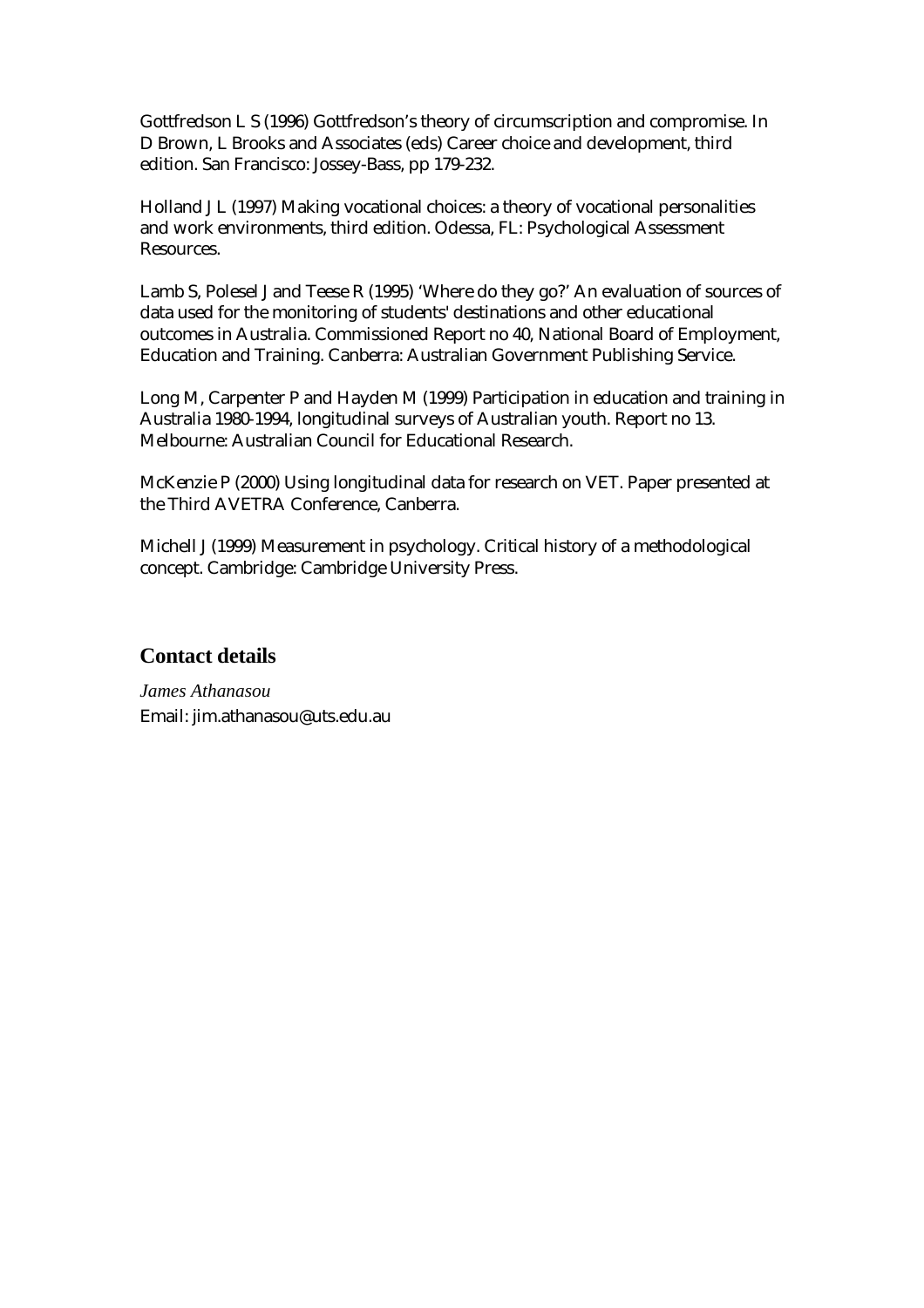Gottfredson L S (1996) Gottfredson's theory of circumscription and compromise. In D Brown, L Brooks and Associates (eds) Career choice and development, third edition. San Francisco: Jossey-Bass, pp 179-232.

Holland J L (1997) Making vocational choices: a theory of vocational personalities and work environments, third edition. Odessa, FL: Psychological Assessment Resources.

Lamb S, Polesel J and Teese R (1995) 'Where do they go?' An evaluation of sources of data used for the monitoring of students' destinations and other educational outcomes in Australia. Commissioned Report no 40, National Board of Employment, Education and Training. Canberra: Australian Government Publishing Service.

Long M, Carpenter P and Hayden M (1999) Participation in education and training in Australia 1980-1994, longitudinal surveys of Australian youth. Report no 13. Melbourne: Australian Council for Educational Research.

McKenzie P (2000) Using longitudinal data for research on VET. Paper presented at the Third AVETRA Conference, Canberra.

Michell J (1999) Measurement in psychology. Critical history of a methodological concept. Cambridge: Cambridge University Press.

## Contact details

*James Athanasou*
Email: jim.athanasou@uts.edu.au